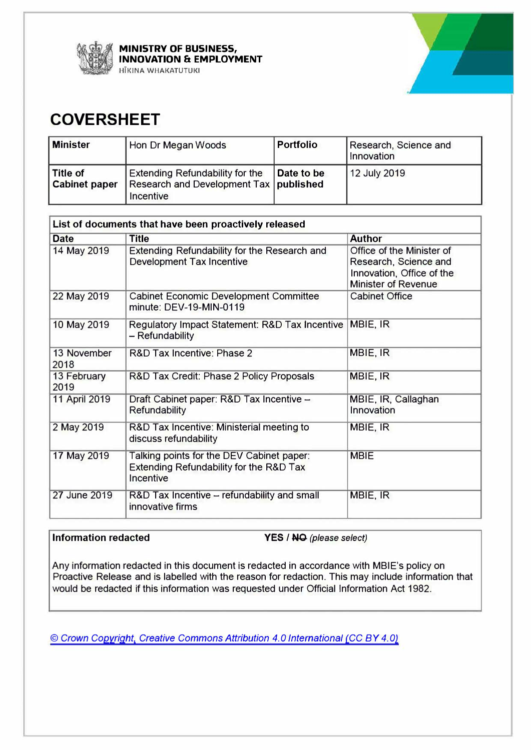**MINISTRY OF BUSINESS, INNOVATION & EMPLOYMENT**
HĪKINA WHAKATUTUKI

# COVERSHEET

| Minister | Hon Dr Megan Woods | Portfolio | Research, Science and Innovation |
|---|---|---|---|
| Title of Cabinet paper | Extending Refundability for the Research and Development Tax Incentive | Date to be published | 12 July 2019 |

| List of documents that have been proactively released | | |
|---|---|---|
| **Date** | **Title** | **Author** |
| 14 May 2019 | Extending Refundability for the Research and Development Tax Incentive | Office of the Minister of Research, Science and Innovation, Office of the Minister of Revenue |
| 22 May 2019 | Cabinet Economic Development Committee minute: DEV-19-MIN-0119 | Cabinet Office |
| 10 May 2019 | Regulatory Impact Statement: R&D Tax Incentive – Refundability | MBIE, IR |
| 13 November 2018 | R&D Tax Incentive: Phase 2 | MBIE, IR |
| 13 February 2019 | R&D Tax Credit: Phase 2 Policy Proposals | MBIE, IR |
| 11 April 2019 | Draft Cabinet paper: R&D Tax Incentive – Refundability | MBIE, IR, Callaghan Innovation |
| 2 May 2019 | R&D Tax Incentive: Ministerial meeting to discuss refundability | MBIE, IR |
| 17 May 2019 | Talking points for the DEV Cabinet paper: Extending Refundability for the R&D Tax Incentive | MBIE |
| 27 June 2019 | R&D Tax Incentive – refundability and small innovative firms | MBIE, IR |

**Information redacted** **YES** / ~~**NO**~~ *(please select)*

Any information redacted in this document is redacted in accordance with MBIE's policy on Proactive Release and is labelled with the reason for redaction. This may include information that would be redacted if this information was requested under Official Information Act 1982.

*© Crown Copyright, Creative Commons Attribution 4.0 International (CC BY 4.0)*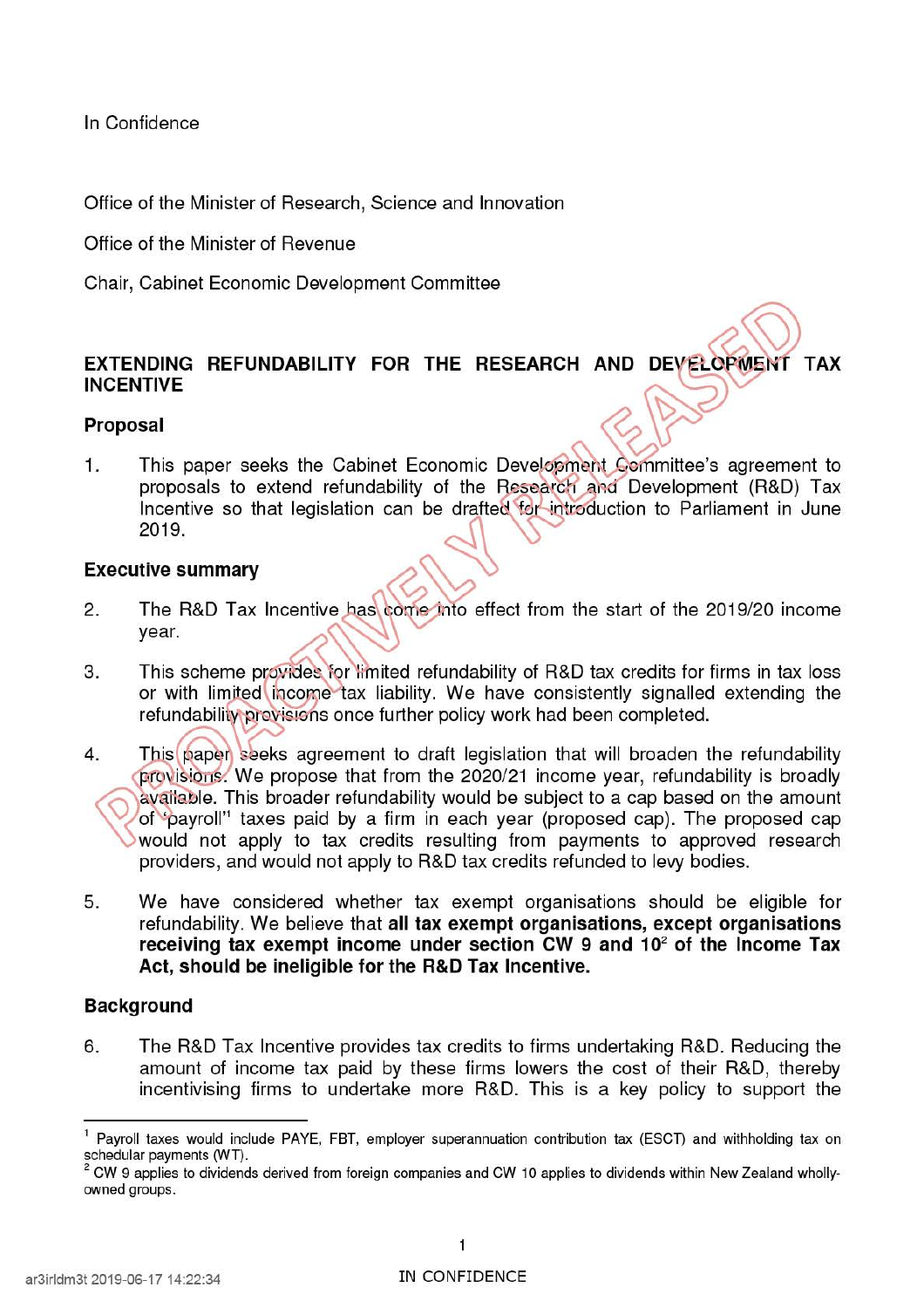In Confidence

Office of the Minister of Research, Science and Innovation

Office of the Minister of Revenue

Chair, Cabinet Economic Development Committee

## EXTENDING REFUNDABILITY FOR THE RESEARCH AND DEVELOPMENT TAX INCENTIVE

### Proposal

1. This paper seeks the Cabinet Economic Development Committee's agreement to proposals to extend refundability of the Research and Development (R&D) Tax Incentive so that legislation can be drafted for introduction to Parliament in June 2019.

### Executive summary

2. The R&D Tax Incentive has come into effect from the start of the 2019/20 income year.

3. This scheme provides for limited refundability of R&D tax credits for firms in tax loss or with limited income tax liability. We have consistently signalled extending the refundability provisions once further policy work had been completed.

4. This paper seeks agreement to draft legislation that will broaden the refundability provisions. We propose that from the 2020/21 income year, refundability is broadly available. This broader refundability would be subject to a cap based on the amount of "payroll"[1] taxes paid by a firm in each year (proposed cap). The proposed cap would not apply to tax credits resulting from payments to approved research providers, and would not apply to R&D tax credits refunded to levy bodies.

5. We have considered whether tax exempt organisations should be eligible for refundability. We believe that **all tax exempt organisations, except organisations receiving tax exempt income under section CW 9 and 10[2] of the Income Tax Act, should be ineligible for the R&D Tax Incentive.**

### Background

6. The R&D Tax Incentive provides tax credits to firms undertaking R&D. Reducing the amount of income tax paid by these firms lowers the cost of their R&D, thereby incentivising firms to undertake more R&D. This is a key policy to support the

---

[1] Payroll taxes would include PAYE, FBT, employer superannuation contribution tax (ESCT) and withholding tax on schedular payments (WT).

[2] CW 9 applies to dividends derived from foreign companies and CW 10 applies to dividends within New Zealand wholly-owned groups.

IN CONFIDENCE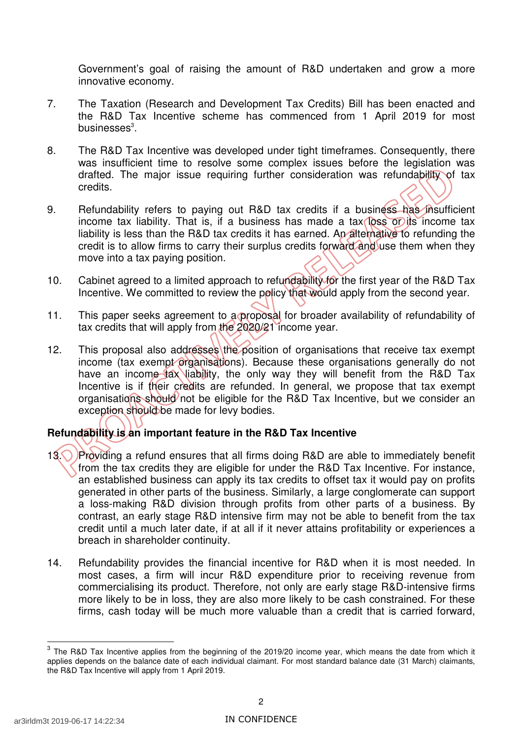Government's goal of raising the amount of R&D undertaken and grow a more innovative economy.

7. The Taxation (Research and Development Tax Credits) Bill has been enacted and the R&D Tax Incentive scheme has commenced from 1 April 2019 for most businesses[3].

8. The R&D Tax Incentive was developed under tight timeframes. Consequently, there was insufficient time to resolve some complex issues before the legislation was drafted. The major issue requiring further consideration was refundability of tax credits.

9. Refundability refers to paying out R&D tax credits if a business has insufficient income tax liability. That is, if a business has made a tax loss or its income tax liability is less than the R&D tax credits it has earned. An alternative to refunding the credit is to allow firms to carry their surplus credits forward and use them when they move into a tax paying position.

10. Cabinet agreed to a limited approach to refundability for the first year of the R&D Tax Incentive. We committed to review the policy that would apply from the second year.

11. This paper seeks agreement to a proposal for broader availability of refundability of tax credits that will apply from the 2020/21 income year.

12. This proposal also addresses the position of organisations that receive tax exempt income (tax exempt organisations). Because these organisations generally do not have an income tax liability, the only way they will benefit from the R&D Tax Incentive is if their credits are refunded. In general, we propose that tax exempt organisations should not be eligible for the R&D Tax Incentive, but we consider an exception should be made for levy bodies.

**Refundability is an important feature in the R&D Tax Incentive**

13. Providing a refund ensures that all firms doing R&D are able to immediately benefit from the tax credits they are eligible for under the R&D Tax Incentive. For instance, an established business can apply its tax credits to offset tax it would pay on profits generated in other parts of the business. Similarly, a large conglomerate can support a loss-making R&D division through profits from other parts of a business. By contrast, an early stage R&D intensive firm may not be able to benefit from the tax credit until a much later date, if at all if it never attains profitability or experiences a breach in shareholder continuity.

14. Refundability provides the financial incentive for R&D when it is most needed. In most cases, a firm will incur R&D expenditure prior to receiving revenue from commercialising its product. Therefore, not only are early stage R&D-intensive firms more likely to be in loss, they are also more likely to be cash constrained. For these firms, cash today will be much more valuable than a credit that is carried forward,

[3] The R&D Tax Incentive applies from the beginning of the 2019/20 income year, which means the date from which it applies depends on the balance date of each individual claimant. For most standard balance date (31 March) claimants, the R&D Tax Incentive will apply from 1 April 2019.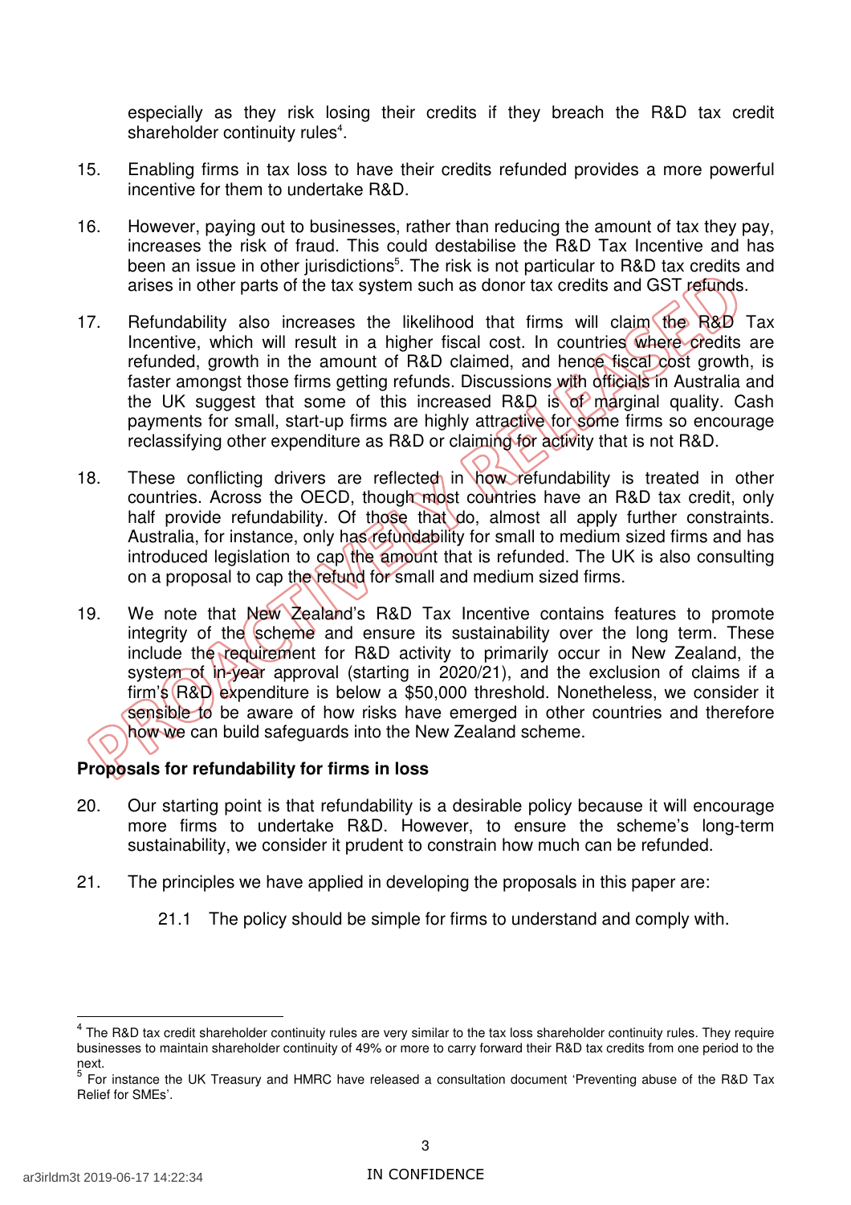especially as they risk losing their credits if they breach the R&D tax credit shareholder continuity rules[4].

15. Enabling firms in tax loss to have their credits refunded provides a more powerful incentive for them to undertake R&D.

16. However, paying out to businesses, rather than reducing the amount of tax they pay, increases the risk of fraud. This could destabilise the R&D Tax Incentive and has been an issue in other jurisdictions[5]. The risk is not particular to R&D tax credits and arises in other parts of the tax system such as donor tax credits and GST refunds.

17. Refundability also increases the likelihood that firms will claim the R&D Tax Incentive, which will result in a higher fiscal cost. In countries where credits are refunded, growth in the amount of R&D claimed, and hence fiscal cost growth, is faster amongst those firms getting refunds. Discussions with officials in Australia and the UK suggest that some of this increased R&D is of marginal quality. Cash payments for small, start-up firms are highly attractive for some firms so encourage reclassifying other expenditure as R&D or claiming for activity that is not R&D.

18. These conflicting drivers are reflected in how refundability is treated in other countries. Across the OECD, though most countries have an R&D tax credit, only half provide refundability. Of those that do, almost all apply further constraints. Australia, for instance, only has refundability for small to medium sized firms and has introduced legislation to cap the amount that is refunded. The UK is also consulting on a proposal to cap the refund for small and medium sized firms.

19. We note that New Zealand's R&D Tax Incentive contains features to promote integrity of the scheme and ensure its sustainability over the long term. These include the requirement for R&D activity to primarily occur in New Zealand, the system of in-year approval (starting in 2020/21), and the exclusion of claims if a firm's R&D expenditure is below a $50,000 threshold. Nonetheless, we consider it sensible to be aware of how risks have emerged in other countries and therefore how we can build safeguards into the New Zealand scheme.

**Proposals for refundability for firms in loss**

20. Our starting point is that refundability is a desirable policy because it will encourage more firms to undertake R&D. However, to ensure the scheme's long-term sustainability, we consider it prudent to constrain how much can be refunded.

21. The principles we have applied in developing the proposals in this paper are:

    21.1 The policy should be simple for firms to understand and comply with.

---

[4] The R&D tax credit shareholder continuity rules are very similar to the tax loss shareholder continuity rules. They require businesses to maintain shareholder continuity of 49% or more to carry forward their R&D tax credits from one period to the next.

[5] For instance the UK Treasury and HMRC have released a consultation document 'Preventing abuse of the R&D Tax Relief for SMEs'.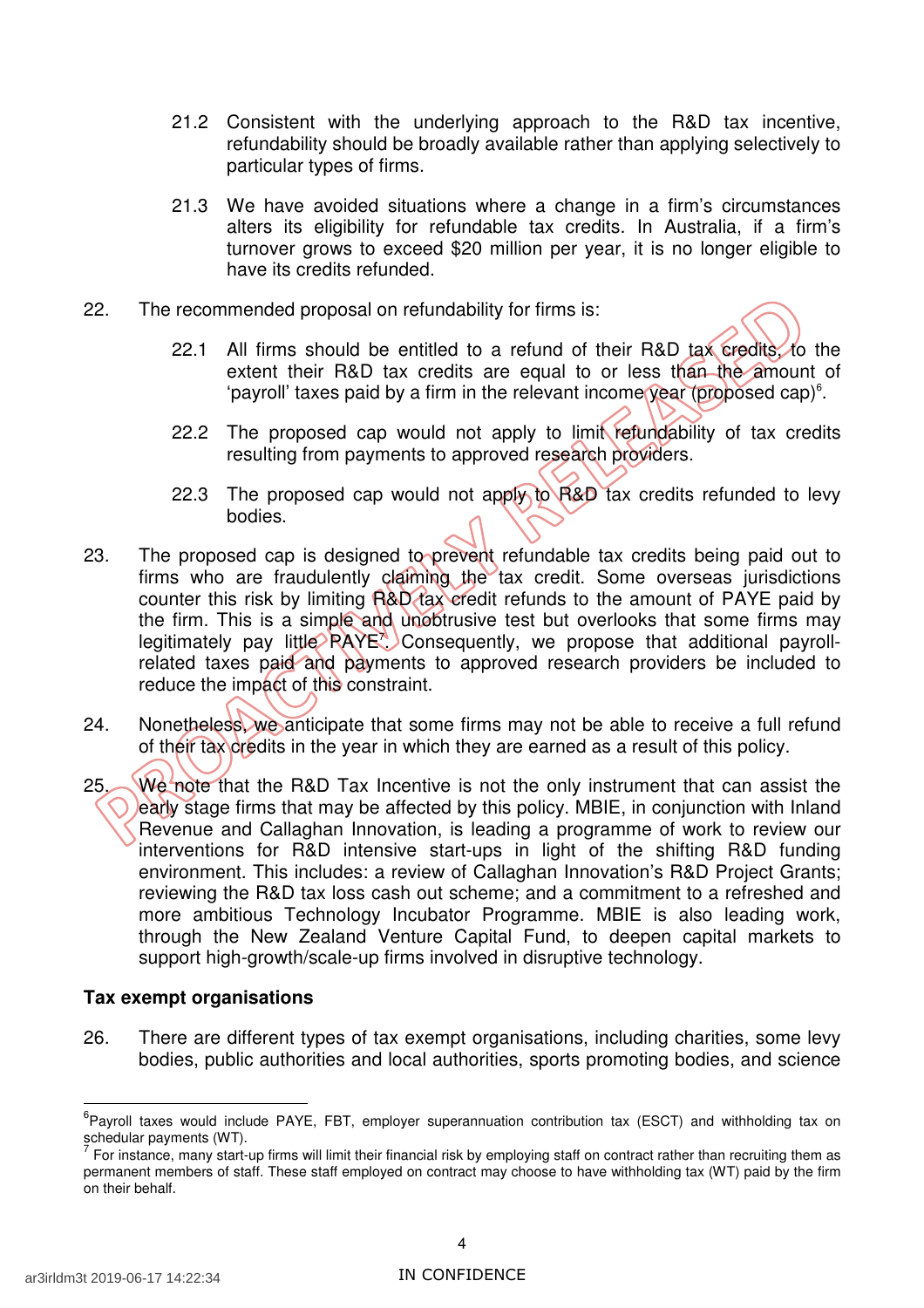21.2 Consistent with the underlying approach to the R&D tax incentive, refundability should be broadly available rather than applying selectively to particular types of firms.

21.3 We have avoided situations where a change in a firm's circumstances alters its eligibility for refundable tax credits. In Australia, if a firm's turnover grows to exceed $20 million per year, it is no longer eligible to have its credits refunded.

22. The recommended proposal on refundability for firms is:

22.1 All firms should be entitled to a refund of their R&D tax credits, to the extent their R&D tax credits are equal to or less than the amount of 'payroll' taxes paid by a firm in the relevant income year (proposed cap)[6].

22.2 The proposed cap would not apply to limit refundability of tax credits resulting from payments to approved research providers.

22.3 The proposed cap would not apply to R&D tax credits refunded to levy bodies.

23. The proposed cap is designed to prevent refundable tax credits being paid out to firms who are fraudulently claiming the tax credit. Some overseas jurisdictions counter this risk by limiting R&D tax credit refunds to the amount of PAYE paid by the firm. This is a simple and unobtrusive test but overlooks that some firms may legitimately pay little PAYE[7]. Consequently, we propose that additional payroll-related taxes paid and payments to approved research providers be included to reduce the impact of this constraint.

24. Nonetheless, we anticipate that some firms may not be able to receive a full refund of their tax credits in the year in which they are earned as a result of this policy.

25. We note that the R&D Tax Incentive is not the only instrument that can assist the early stage firms that may be affected by this policy. MBIE, in conjunction with Inland Revenue and Callaghan Innovation, is leading a programme of work to review our interventions for R&D intensive start-ups in light of the shifting R&D funding environment. This includes: a review of Callaghan Innovation's R&D Project Grants; reviewing the R&D tax loss cash out scheme; and a commitment to a refreshed and more ambitious Technology Incubator Programme. MBIE is also leading work, through the New Zealand Venture Capital Fund, to deepen capital markets to support high-growth/scale-up firms involved in disruptive technology.

**Tax exempt organisations**

26. There are different types of tax exempt organisations, including charities, some levy bodies, public authorities and local authorities, sports promoting bodies, and science

---

[6] Payroll taxes would include PAYE, FBT, employer superannuation contribution tax (ESCT) and withholding tax on schedular payments (WT).

[7] For instance, many start-up firms will limit their financial risk by employing staff on contract rather than recruiting them as permanent members of staff. These staff employed on contract may choose to have withholding tax (WT) paid by the firm on their behalf.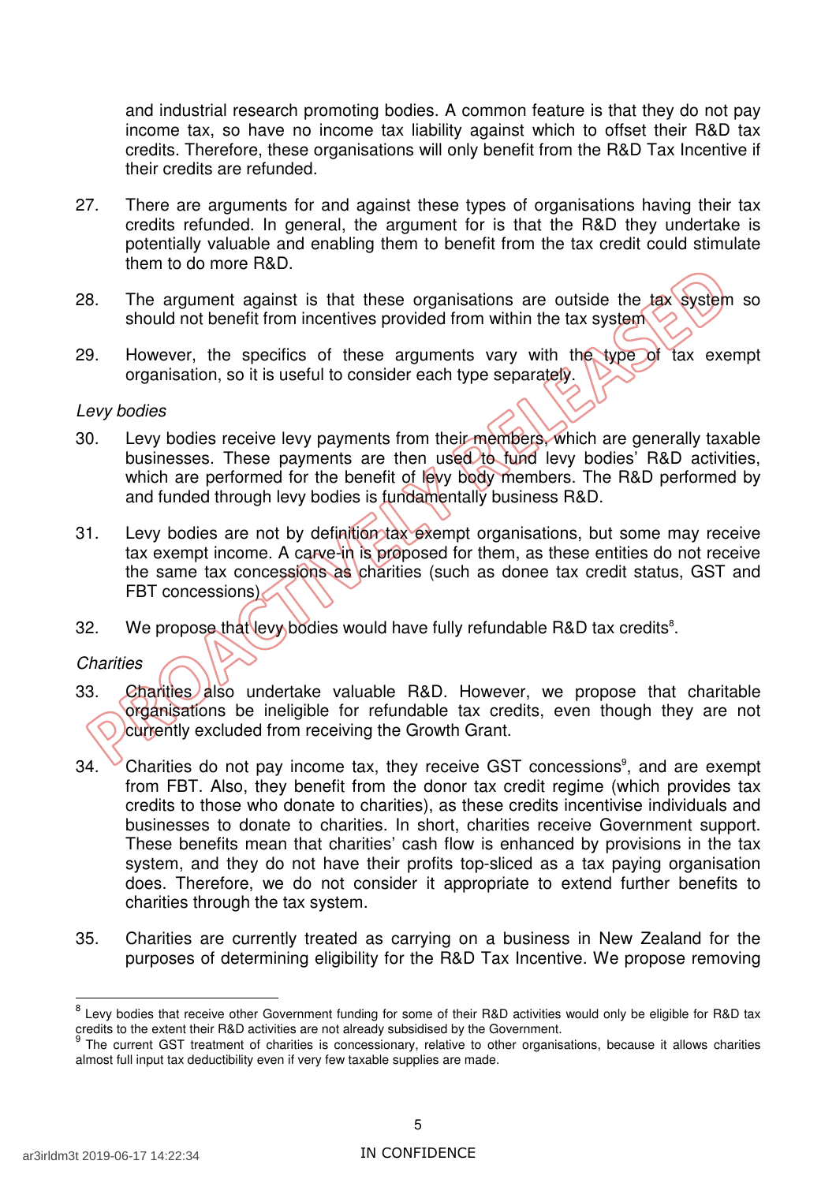and industrial research promoting bodies. A common feature is that they do not pay income tax, so have no income tax liability against which to offset their R&D tax credits. Therefore, these organisations will only benefit from the R&D Tax Incentive if their credits are refunded.

27. There are arguments for and against these types of organisations having their tax credits refunded. In general, the argument for is that the R&D they undertake is potentially valuable and enabling them to benefit from the tax credit could stimulate them to do more R&D.

28. The argument against is that these organisations are outside the tax system so should not benefit from incentives provided from within the tax system.

29. However, the specifics of these arguments vary with the type of tax exempt organisation, so it is useful to consider each type separately.

*Levy bodies*

30. Levy bodies receive levy payments from their members, which are generally taxable businesses. These payments are then used to fund levy bodies' R&D activities, which are performed for the benefit of levy body members. The R&D performed by and funded through levy bodies is fundamentally business R&D.

31. Levy bodies are not by definition tax exempt organisations, but some may receive tax exempt income. A carve-in is proposed for them, as these entities do not receive the same tax concessions as charities (such as donee tax credit status, GST and FBT concessions).

32. We propose that levy bodies would have fully refundable R&D tax credits[8].

*Charities*

33. Charities also undertake valuable R&D. However, we propose that charitable organisations be ineligible for refundable tax credits, even though they are not currently excluded from receiving the Growth Grant.

34. Charities do not pay income tax, they receive GST concessions[9], and are exempt from FBT. Also, they benefit from the donor tax credit regime (which provides tax credits to those who donate to charities), as these credits incentivise individuals and businesses to donate to charities. In short, charities receive Government support. These benefits mean that charities' cash flow is enhanced by provisions in the tax system, and they do not have their profits top-sliced as a tax paying organisation does. Therefore, we do not consider it appropriate to extend further benefits to charities through the tax system.

35. Charities are currently treated as carrying on a business in New Zealand for the purposes of determining eligibility for the R&D Tax Incentive. We propose removing

---

[8] Levy bodies that receive other Government funding for some of their R&D activities would only be eligible for R&D tax credits to the extent their R&D activities are not already subsidised by the Government.

[9] The current GST treatment of charities is concessionary, relative to other organisations, because it allows charities almost full input tax deductibility even if very few taxable supplies are made.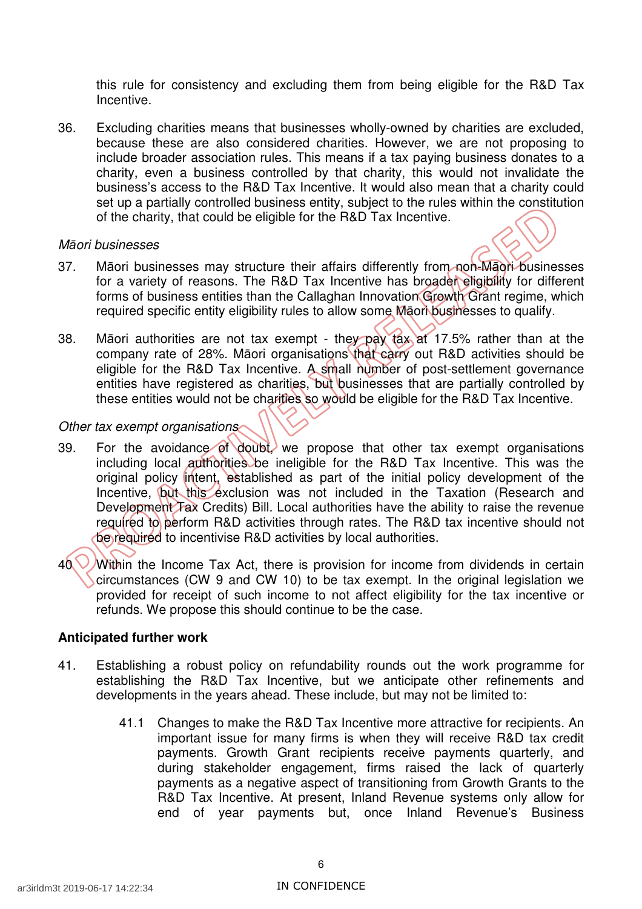this rule for consistency and excluding them from being eligible for the R&D Tax Incentive.

36. Excluding charities means that businesses wholly-owned by charities are excluded, because these are also considered charities. However, we are not proposing to include broader association rules. This means if a tax paying business donates to a charity, even a business controlled by that charity, this would not invalidate the business's access to the R&D Tax Incentive. It would also mean that a charity could set up a partially controlled business entity, subject to the rules within the constitution of the charity, that could be eligible for the R&D Tax Incentive.

*Māori businesses*

37. Māori businesses may structure their affairs differently from non-Māori businesses for a variety of reasons. The R&D Tax Incentive has broader eligibility for different forms of business entities than the Callaghan Innovation Growth Grant regime, which required specific entity eligibility rules to allow some Māori businesses to qualify.

38. Māori authorities are not tax exempt - they pay tax at 17.5% rather than at the company rate of 28%. Māori organisations that carry out R&D activities should be eligible for the R&D Tax Incentive. A small number of post-settlement governance entities have registered as charities, but businesses that are partially controlled by these entities would not be charities so would be eligible for the R&D Tax Incentive.

*Other tax exempt organisations*

39. For the avoidance of doubt, we propose that other tax exempt organisations including local authorities be ineligible for the R&D Tax Incentive. This was the original policy intent, established as part of the initial policy development of the Incentive, but this exclusion was not included in the Taxation (Research and Development Tax Credits) Bill. Local authorities have the ability to raise the revenue required to perform R&D activities through rates. The R&D tax incentive should not be required to incentivise R&D activities by local authorities.

40. Within the Income Tax Act, there is provision for income from dividends in certain circumstances (CW 9 and CW 10) to be tax exempt. In the original legislation we provided for receipt of such income to not affect eligibility for the tax incentive or refunds. We propose this should continue to be the case.

**Anticipated further work**

41. Establishing a robust policy on refundability rounds out the work programme for establishing the R&D Tax Incentive, but we anticipate other refinements and developments in the years ahead. These include, but may not be limited to:

    41.1 Changes to make the R&D Tax Incentive more attractive for recipients. An important issue for many firms is when they will receive R&D tax credit payments. Growth Grant recipients receive payments quarterly, and during stakeholder engagement, firms raised the lack of quarterly payments as a negative aspect of transitioning from Growth Grants to the R&D Tax Incentive. At present, Inland Revenue systems only allow for end of year payments but, once Inland Revenue's Business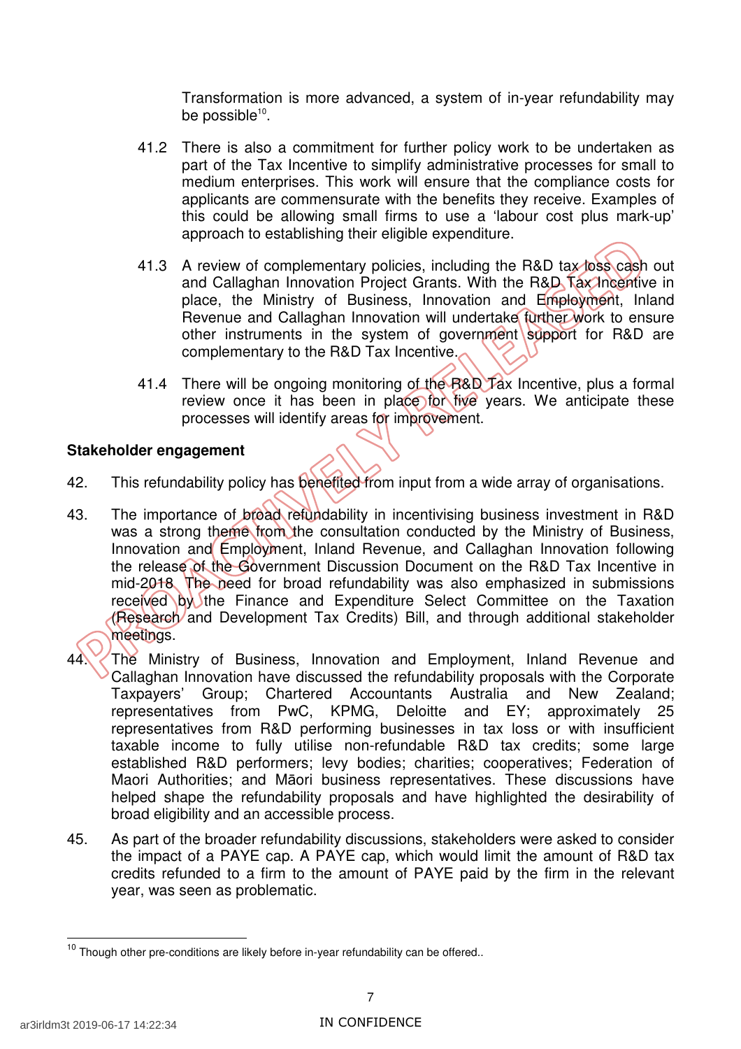Transformation is more advanced, a system of in-year refundability may be possible[10].

41.2 There is also a commitment for further policy work to be undertaken as part of the Tax Incentive to simplify administrative processes for small to medium enterprises. This work will ensure that the compliance costs for applicants are commensurate with the benefits they receive. Examples of this could be allowing small firms to use a 'labour cost plus mark-up' approach to establishing their eligible expenditure.

41.3 A review of complementary policies, including the R&D tax loss cash out and Callaghan Innovation Project Grants. With the R&D Tax Incentive in place, the Ministry of Business, Innovation and Employment, Inland Revenue and Callaghan Innovation will undertake further work to ensure other instruments in the system of government support for R&D are complementary to the R&D Tax Incentive.

41.4 There will be ongoing monitoring of the R&D Tax Incentive, plus a formal review once it has been in place for five years. We anticipate these processes will identify areas for improvement.

**Stakeholder engagement**

42. This refundability policy has benefited from input from a wide array of organisations.

43. The importance of broad refundability in incentivising business investment in R&D was a strong theme from the consultation conducted by the Ministry of Business, Innovation and Employment, Inland Revenue, and Callaghan Innovation following the release of the Government Discussion Document on the R&D Tax Incentive in mid-2018. The need for broad refundability was also emphasized in submissions received by the Finance and Expenditure Select Committee on the Taxation (Research and Development Tax Credits) Bill, and through additional stakeholder meetings.

44. The Ministry of Business, Innovation and Employment, Inland Revenue and Callaghan Innovation have discussed the refundability proposals with the Corporate Taxpayers' Group; Chartered Accountants Australia and New Zealand; representatives from PwC, KPMG, Deloitte and EY; approximately 25 representatives from R&D performing businesses in tax loss or with insufficient taxable income to fully utilise non-refundable R&D tax credits; some large established R&D performers; levy bodies; charities; cooperatives; Federation of Maori Authorities; and Māori business representatives. These discussions have helped shape the refundability proposals and have highlighted the desirability of broad eligibility and an accessible process.

45. As part of the broader refundability discussions, stakeholders were asked to consider the impact of a PAYE cap. A PAYE cap, which would limit the amount of R&D tax credits refunded to a firm to the amount of PAYE paid by the firm in the relevant year, was seen as problematic.

[10] Though other pre-conditions are likely before in-year refundability can be offered..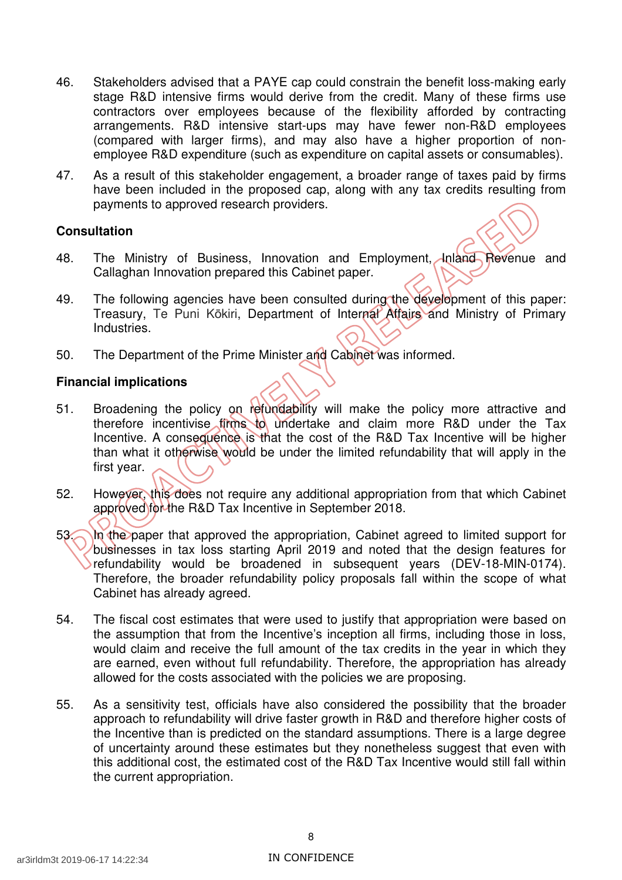46. Stakeholders advised that a PAYE cap could constrain the benefit loss-making early stage R&D intensive firms would derive from the credit. Many of these firms use contractors over employees because of the flexibility afforded by contracting arrangements. R&D intensive start-ups may have fewer non-R&D employees (compared with larger firms), and may also have a higher proportion of non-employee R&D expenditure (such as expenditure on capital assets or consumables).

47. As a result of this stakeholder engagement, a broader range of taxes paid by firms have been included in the proposed cap, along with any tax credits resulting from payments to approved research providers.

**Consultation**

48. The Ministry of Business, Innovation and Employment, Inland Revenue and Callaghan Innovation prepared this Cabinet paper.

49. The following agencies have been consulted during the development of this paper: Treasury, Te Puni Kōkiri, Department of Internal Affairs and Ministry of Primary Industries.

50. The Department of the Prime Minister and Cabinet was informed.

**Financial implications**

51. Broadening the policy on refundability will make the policy more attractive and therefore incentivise firms to undertake and claim more R&D under the Tax Incentive. A consequence is that the cost of the R&D Tax Incentive will be higher than what it otherwise would be under the limited refundability that will apply in the first year.

52. However, this does not require any additional appropriation from that which Cabinet approved for the R&D Tax Incentive in September 2018.

53. In the paper that approved the appropriation, Cabinet agreed to limited support for businesses in tax loss starting April 2019 and noted that the design features for refundability would be broadened in subsequent years (DEV-18-MIN-0174). Therefore, the broader refundability policy proposals fall within the scope of what Cabinet has already agreed.

54. The fiscal cost estimates that were used to justify that appropriation were based on the assumption that from the Incentive's inception all firms, including those in loss, would claim and receive the full amount of the tax credits in the year in which they are earned, even without full refundability. Therefore, the appropriation has already allowed for the costs associated with the policies we are proposing.

55. As a sensitivity test, officials have also considered the possibility that the broader approach to refundability will drive faster growth in R&D and therefore higher costs of the Incentive than is predicted on the standard assumptions. There is a large degree of uncertainty around these estimates but they nonetheless suggest that even with this additional cost, the estimated cost of the R&D Tax Incentive would still fall within the current appropriation.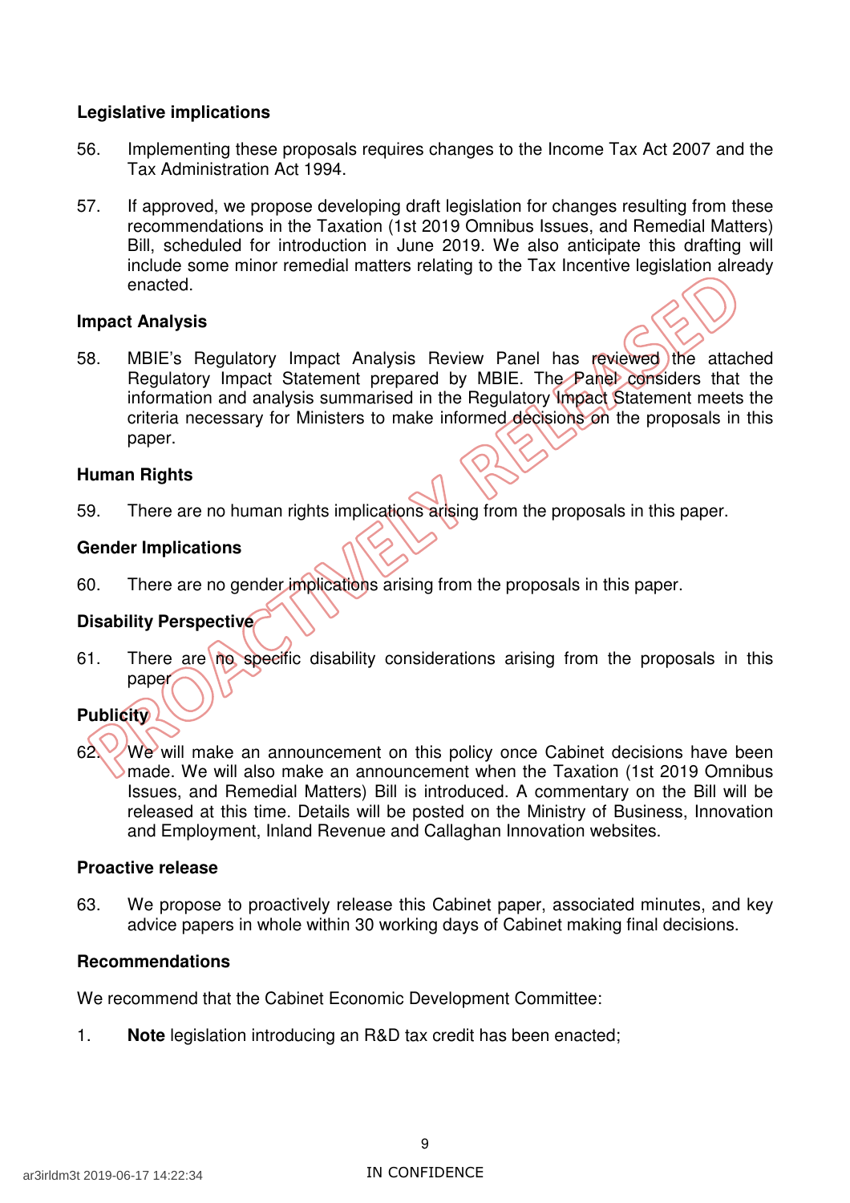### Legislative implications

56. Implementing these proposals requires changes to the Income Tax Act 2007 and the Tax Administration Act 1994.

57. If approved, we propose developing draft legislation for changes resulting from these recommendations in the Taxation (1st 2019 Omnibus Issues, and Remedial Matters) Bill, scheduled for introduction in June 2019. We also anticipate this drafting will include some minor remedial matters relating to the Tax Incentive legislation already enacted.

### Impact Analysis

58. MBIE's Regulatory Impact Analysis Review Panel has reviewed the attached Regulatory Impact Statement prepared by MBIE. The Panel considers that the information and analysis summarised in the Regulatory Impact Statement meets the criteria necessary for Ministers to make informed decisions on the proposals in this paper.

### Human Rights

59. There are no human rights implications arising from the proposals in this paper.

### Gender Implications

60. There are no gender implications arising from the proposals in this paper.

### Disability Perspective

61. There are no specific disability considerations arising from the proposals in this paper.

### Publicity

62. We will make an announcement on this policy once Cabinet decisions have been made. We will also make an announcement when the Taxation (1st 2019 Omnibus Issues, and Remedial Matters) Bill is introduced. A commentary on the Bill will be released at this time. Details will be posted on the Ministry of Business, Innovation and Employment, Inland Revenue and Callaghan Innovation websites.

### Proactive release

63. We propose to proactively release this Cabinet paper, associated minutes, and key advice papers in whole within 30 working days of Cabinet making final decisions.

### Recommendations

We recommend that the Cabinet Economic Development Committee:

1. **Note** legislation introducing an R&D tax credit has been enacted;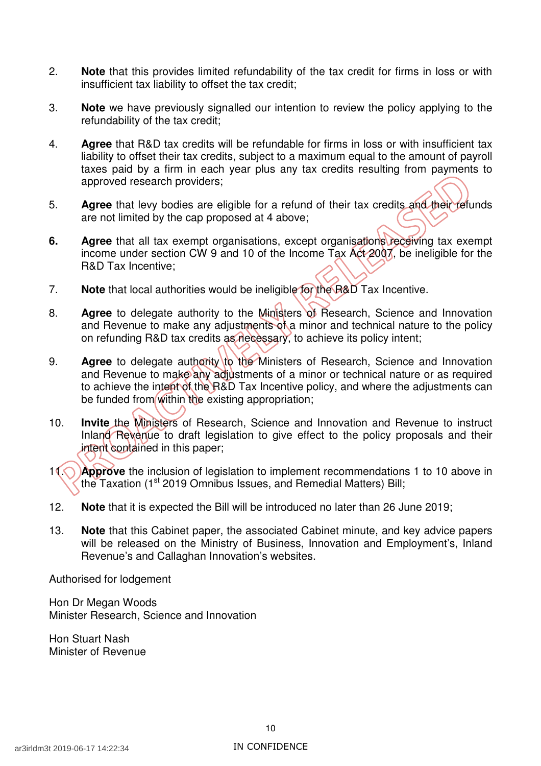2. **Note** that this provides limited refundability of the tax credit for firms in loss or with insufficient tax liability to offset the tax credit;

3. **Note** we have previously signalled our intention to review the policy applying to the refundability of the tax credit;

4. **Agree** that R&D tax credits will be refundable for firms in loss or with insufficient tax liability to offset their tax credits, subject to a maximum equal to the amount of payroll taxes paid by a firm in each year plus any tax credits resulting from payments to approved research providers;

5. **Agree** that levy bodies are eligible for a refund of their tax credits and their refunds are not limited by the cap proposed at 4 above;

6. **Agree** that all tax exempt organisations, except organisations receiving tax exempt income under section CW 9 and 10 of the Income Tax Act 2007, be ineligible for the R&D Tax Incentive;

7. **Note** that local authorities would be ineligible for the R&D Tax Incentive.

8. **Agree** to delegate authority to the Ministers of Research, Science and Innovation and Revenue to make any adjustments of a minor and technical nature to the policy on refunding R&D tax credits as necessary, to achieve its policy intent;

9. **Agree** to delegate authority to the Ministers of Research, Science and Innovation and Revenue to make any adjustments of a minor or technical nature or as required to achieve the intent of the R&D Tax Incentive policy, and where the adjustments can be funded from within the existing appropriation;

10. **Invite** the Ministers of Research, Science and Innovation and Revenue to instruct Inland Revenue to draft legislation to give effect to the policy proposals and their intent contained in this paper;

11. **Approve** the inclusion of legislation to implement recommendations 1 to 10 above in the Taxation (1st 2019 Omnibus Issues, and Remedial Matters) Bill;

12. **Note** that it is expected the Bill will be introduced no later than 26 June 2019;

13. **Note** that this Cabinet paper, the associated Cabinet minute, and key advice papers will be released on the Ministry of Business, Innovation and Employment's, Inland Revenue's and Callaghan Innovation's websites.

Authorised for lodgement

Hon Dr Megan Woods
Minister Research, Science and Innovation

Hon Stuart Nash
Minister of Revenue